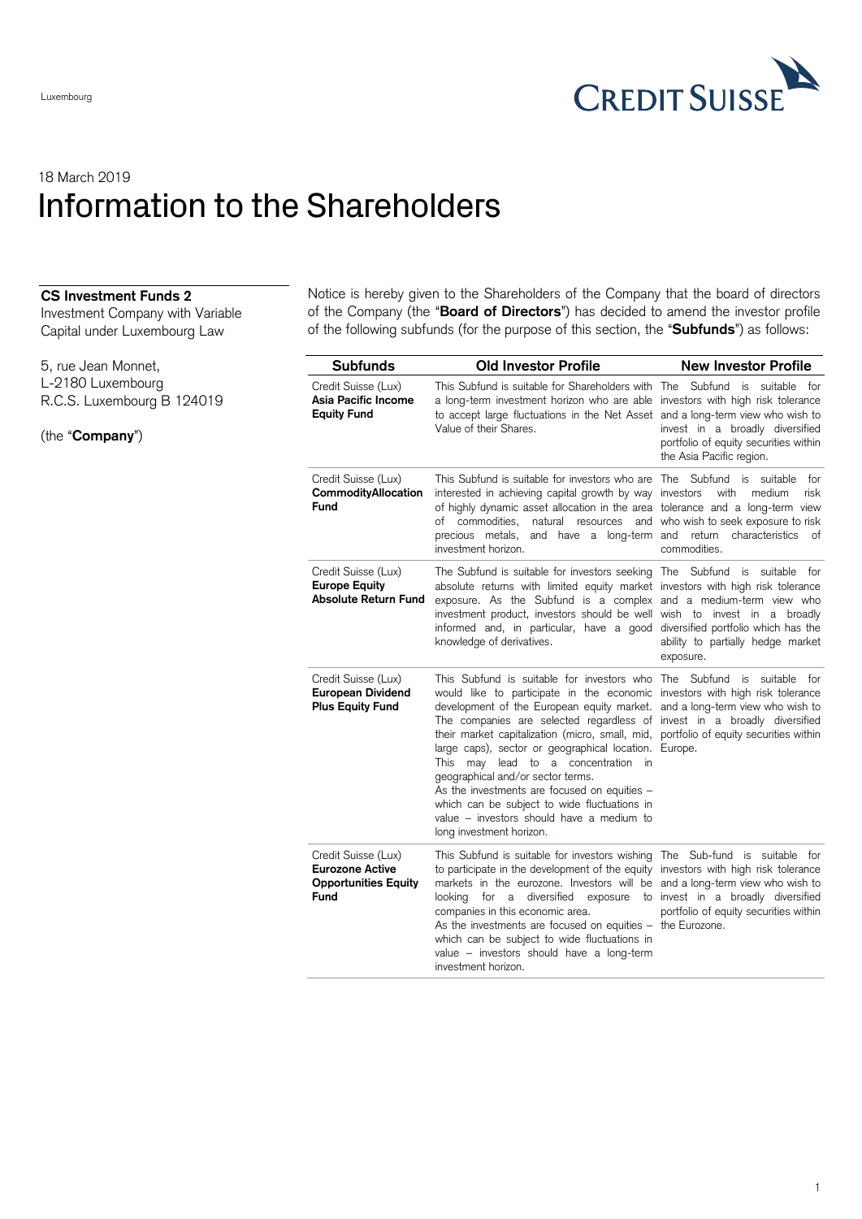Luxembourg

18 March 2019

# Information to the Shareholders

**CS Investment Funds 2**
Investment Company with Variable Capital under Luxembourg Law

5, rue Jean Monnet,
L-2180 Luxembourg
R.C.S. Luxembourg B 124019

(the "**Company**")

Notice is hereby given to the Shareholders of the Company that the board of directors of the Company (the "**Board of Directors**") has decided to amend the investor profile of the following subfunds (for the purpose of this section, the "**Subfunds**") as follows:

| Subfunds | Old Investor Profile | New Investor Profile |
|---|---|---|
| Credit Suisse (Lux) **Asia Pacific Income Equity Fund** | This Subfund is suitable for Shareholders with a long-term investment horizon who are able to accept large fluctuations in the Net Asset Value of their Shares. | The Subfund is suitable for investors with high risk tolerance and a long-term view who wish to invest in a broadly diversified portfolio of equity securities within the Asia Pacific region. |
| Credit Suisse (Lux) **CommodityAllocation Fund** | This Subfund is suitable for investors who are interested in achieving capital growth by way of highly dynamic asset allocation in the area of commodities, natural resources and precious metals, and have a long-term investment horizon. | The Subfund is suitable for investors with medium risk tolerance and a long-term view who wish to seek exposure to risk and return characteristics of commodities. |
| Credit Suisse (Lux) **Europe Equity Absolute Return Fund** | The Subfund is suitable for investors seeking absolute returns with limited equity market exposure. As the Subfund is a complex investment product, investors should be well informed and, in particular, have a good knowledge of derivatives. | The Subfund is suitable for investors with high risk tolerance and a medium-term view who wish to invest in a broadly diversified portfolio which has the ability to partially hedge market exposure. |
| Credit Suisse (Lux) **European Dividend Plus Equity Fund** | This Subfund is suitable for investors who would like to participate in the economic development of the European equity market. The companies are selected regardless of their market capitalization (micro, small, mid, large caps), sector or geographical location. This may lead to a concentration in geographical and/or sector terms.<br>As the investments are focused on equities – which can be subject to wide fluctuations in value – investors should have a medium to long investment horizon. | The Subfund is suitable for investors with high risk tolerance and a long-term view who wish to invest in a broadly diversified portfolio of equity securities within Europe. |
| Credit Suisse (Lux) **Eurozone Active Opportunities Equity Fund** | This Subfund is suitable for investors wishing to participate in the development of the equity markets in the eurozone. Investors will be looking for a diversified exposure to companies in this economic area.<br>As the investments are focused on equities – which can be subject to wide fluctuations in value – investors should have a long-term investment horizon. | The Sub-fund is suitable for investors with high risk tolerance and a long-term view who wish to invest in a broadly diversified portfolio of equity securities within the Eurozone. |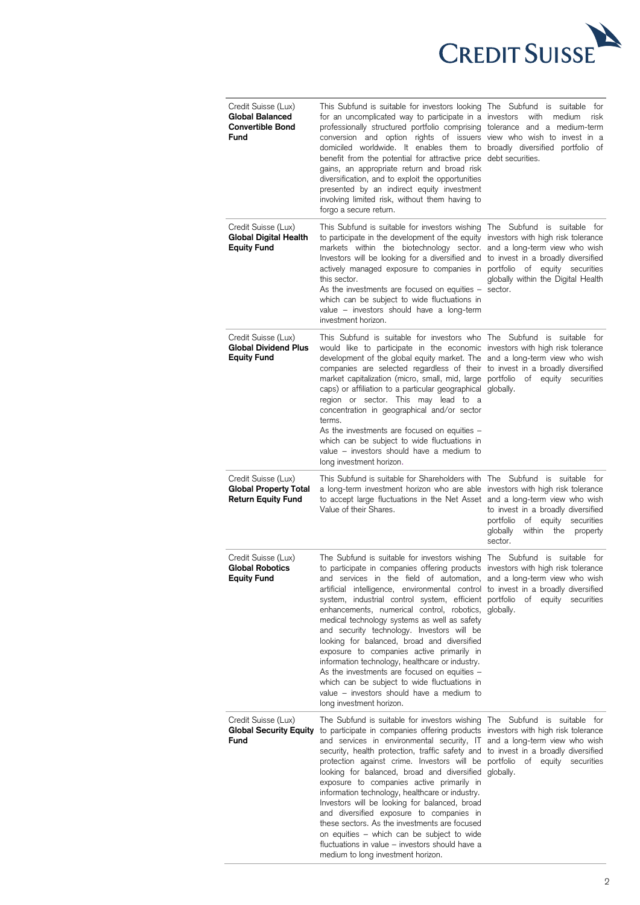| | | |
|---|---|---|
| Credit Suisse (Lux) **Global Balanced Convertible Bond Fund** | This Subfund is suitable for investors looking for an uncomplicated way to participate in a professionally structured portfolio comprising conversion and option rights of issuers domiciled worldwide. It enables them to benefit from the potential for attractive price gains, an appropriate return and broad risk diversification, and to exploit the opportunities presented by an indirect equity investment involving limited risk, without them having to forgo a secure return. | The Subfund is suitable for investors with medium risk tolerance and a medium-term view who wish to invest in a broadly diversified portfolio of debt securities. |
| Credit Suisse (Lux) **Global Digital Health Equity Fund** | This Subfund is suitable for investors wishing to participate in the development of the equity markets within the biotechnology sector. Investors will be looking for a diversified and actively managed exposure to companies in this sector.<br>As the investments are focused on equities – which can be subject to wide fluctuations in value – investors should have a long-term investment horizon. | The Subfund is suitable for investors with high risk tolerance and a long-term view who wish to invest in a broadly diversified portfolio of equity securities globally within the Digital Health sector. |
| Credit Suisse (Lux) **Global Dividend Plus Equity Fund** | This Subfund is suitable for investors who would like to participate in the economic development of the global equity market. The companies are selected regardless of their market capitalization (micro, small, mid, large caps) or affiliation to a particular geographical region or sector. This may lead to a concentration in geographical and/or sector terms.<br>As the investments are focused on equities – which can be subject to wide fluctuations in value – investors should have a medium to long investment horizon. | The Subfund is suitable for investors with high risk tolerance and a long-term view who wish to invest in a broadly diversified portfolio of equity securities globally. |
| Credit Suisse (Lux) **Global Property Total Return Equity Fund** | This Subfund is suitable for Shareholders with a long-term investment horizon who are able to accept large fluctuations in the Net Asset Value of their Shares. | The Subfund is suitable for investors with high risk tolerance and a long-term view who wish to invest in a broadly diversified portfolio of equity securities globally within the property sector. |
| Credit Suisse (Lux) **Global Robotics Equity Fund** | The Subfund is suitable for investors wishing to participate in companies offering products and services in the field of automation, artificial intelligence, environmental control system, industrial control system, efficient enhancements, numerical control, robotics, medical technology systems as well as safety and security technology. Investors will be looking for balanced, broad and diversified exposure to companies active primarily in information technology, healthcare or industry.<br>As the investments are focused on equities – which can be subject to wide fluctuations in value – investors should have a medium to long investment horizon. | The Subfund is suitable for investors with high risk tolerance and a long-term view who wish to invest in a broadly diversified portfolio of equity securities globally. |
| Credit Suisse (Lux) **Global Security Equity Fund** | The Subfund is suitable for investors wishing to participate in companies offering products and services in environmental security, IT security, health protection, traffic safety and protection against crime. Investors will be looking for balanced, broad and diversified exposure to companies active primarily in information technology, healthcare or industry. Investors will be looking for balanced, broad and diversified exposure to companies in these sectors. As the investments are focused on equities – which can be subject to wide fluctuations in value – investors should have a medium to long investment horizon. | The Subfund is suitable for investors with high risk tolerance and a long-term view who wish to invest in a broadly diversified portfolio of equity securities globally. |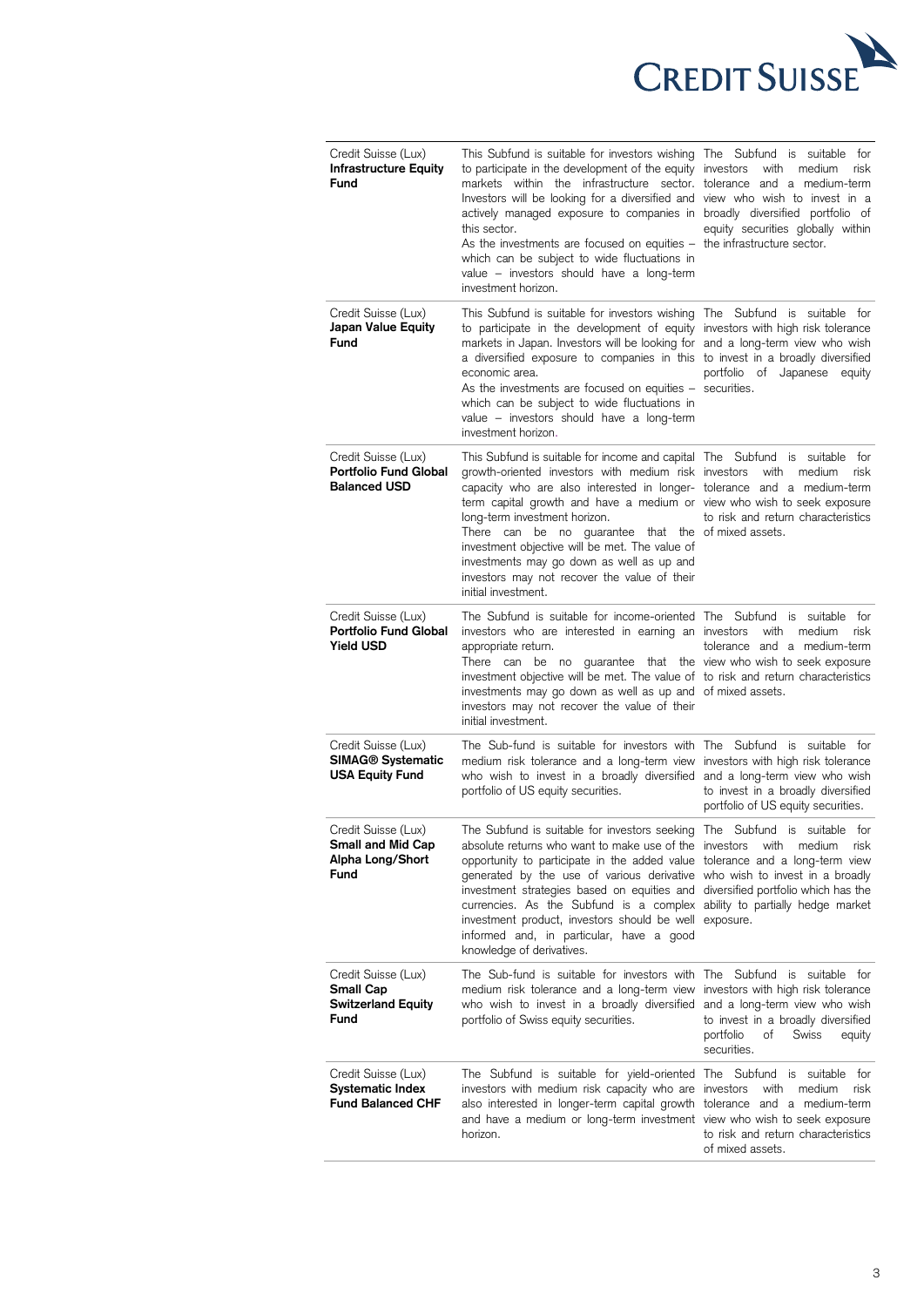| | | |
|---|---|---|
| Credit Suisse (Lux) **Infrastructure Equity Fund** | This Subfund is suitable for investors wishing to participate in the development of the equity markets within the infrastructure sector. Investors will be looking for a diversified and actively managed exposure to companies in this sector.<br>As the investments are focused on equities – which can be subject to wide fluctuations in value – investors should have a long-term investment horizon. | The Subfund is suitable for investors with medium risk tolerance and a medium-term view who wish to invest in a broadly diversified portfolio of equity securities globally within the infrastructure sector. |
| Credit Suisse (Lux) **Japan Value Equity Fund** | This Subfund is suitable for investors wishing to participate in the development of equity markets in Japan. Investors will be looking for a diversified exposure to companies in this economic area.<br>As the investments are focused on equities – which can be subject to wide fluctuations in value – investors should have a long-term investment horizon. | The Subfund is suitable for investors with high risk tolerance and a long-term view who wish to invest in a broadly diversified portfolio of Japanese equity securities. |
| Credit Suisse (Lux) **Portfolio Fund Global Balanced USD** | This Subfund is suitable for income and capital growth-oriented investors with medium risk capacity who are also interested in longer-term capital growth and have a medium or long-term investment horizon.<br>There can be no guarantee that the investment objective will be met. The value of investments may go down as well as up and investors may not recover the value of their initial investment. | The Subfund is suitable for investors with medium risk tolerance and a medium-term view who wish to seek exposure to risk and return characteristics of mixed assets. |
| Credit Suisse (Lux) **Portfolio Fund Global Yield USD** | The Subfund is suitable for income-oriented investors who are interested in earning an appropriate return.<br>There can be no guarantee that the investment objective will be met. The value of investments may go down as well as up and investors may not recover the value of their initial investment. | The Subfund is suitable for investors with medium risk tolerance and a medium-term view who wish to seek exposure to risk and return characteristics of mixed assets. |
| Credit Suisse (Lux) **SIMAG® Systematic USA Equity Fund** | The Sub-fund is suitable for investors with medium risk tolerance and a long-term view who wish to invest in a broadly diversified portfolio of US equity securities. | The Subfund is suitable for investors with high risk tolerance and a long-term view who wish to invest in a broadly diversified portfolio of US equity securities. |
| Credit Suisse (Lux) **Small and Mid Cap Alpha Long/Short Fund** | The Subfund is suitable for investors seeking absolute returns who want to make use of the opportunity to participate in the added value generated by the use of various derivative investment strategies based on equities and currencies. As the Subfund is a complex investment product, investors should be well informed and, in particular, have a good knowledge of derivatives. | The Subfund is suitable for investors with medium risk tolerance and a long-term view who wish to invest in a broadly diversified portfolio which has the ability to partially hedge market exposure. |
| Credit Suisse (Lux) **Small Cap Switzerland Equity Fund** | The Sub-fund is suitable for investors with medium risk tolerance and a long-term view who wish to invest in a broadly diversified portfolio of Swiss equity securities. | The Subfund is suitable for investors with high risk tolerance and a long-term view who wish to invest in a broadly diversified portfolio of Swiss equity securities. |
| Credit Suisse (Lux) **Systematic Index Fund Balanced CHF** | The Subfund is suitable for yield-oriented investors with medium risk capacity who are also interested in longer-term capital growth and have a medium or long-term investment horizon. | The Subfund is suitable for investors with medium risk tolerance and a medium-term view who wish to seek exposure to risk and return characteristics of mixed assets. |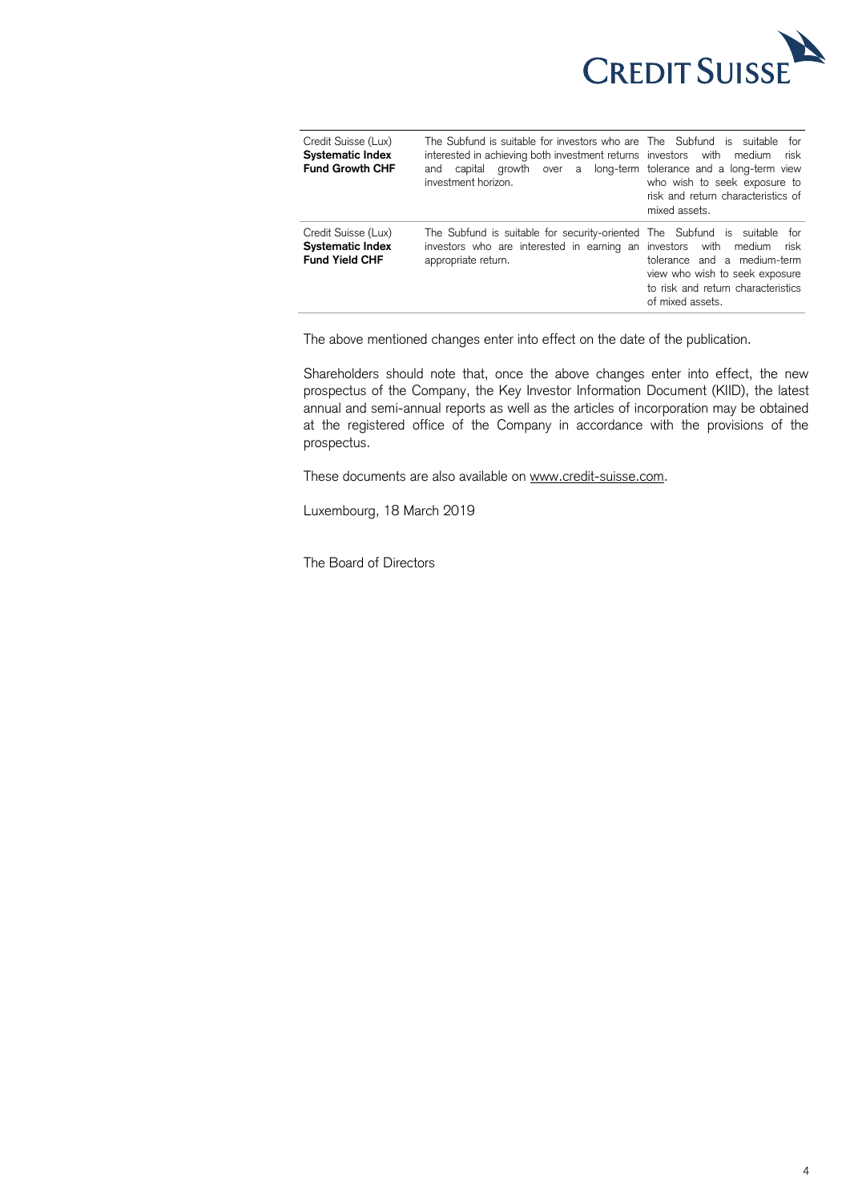| | | |
|---|---|---|
| Credit Suisse (Lux) **Systematic Index Fund Growth CHF** | The Subfund is suitable for investors who are interested in achieving both investment returns and capital growth over a long-term investment horizon. | The Subfund is suitable for investors with medium risk tolerance and a long-term view who wish to seek exposure to risk and return characteristics of mixed assets. |
| Credit Suisse (Lux) **Systematic Index Fund Yield CHF** | The Subfund is suitable for security-oriented investors who are interested in earning an appropriate return. | The Subfund is suitable for investors with medium risk tolerance and a medium-term view who wish to seek exposure to risk and return characteristics of mixed assets. |

The above mentioned changes enter into effect on the date of the publication.

Shareholders should note that, once the above changes enter into effect, the new prospectus of the Company, the Key Investor Information Document (KIID), the latest annual and semi-annual reports as well as the articles of incorporation may be obtained at the registered office of the Company in accordance with the provisions of the prospectus.

These documents are also available on www.credit-suisse.com.

Luxembourg, 18 March 2019

The Board of Directors